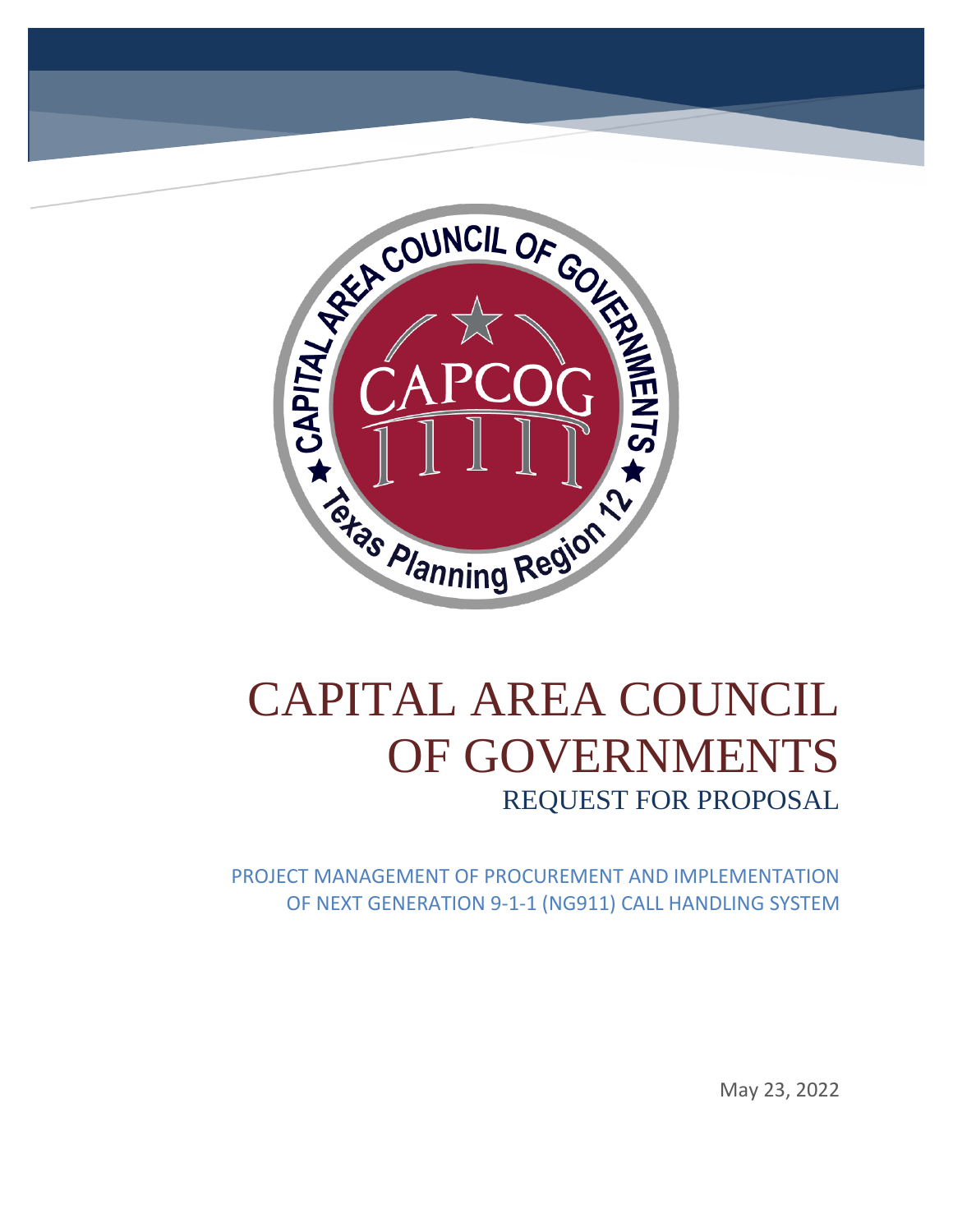# CAPITAL AREA COUNCIL OF GOVERNMENTS

## REQUEST FOR PROPOSAL

PROJECT MANAGEMENT OF PROCUREMENT AND IMPLEMENTATION OF NEXT GENERATION 9-1-1 (NG911) CALL HANDLING SYSTEM

May 23, 2022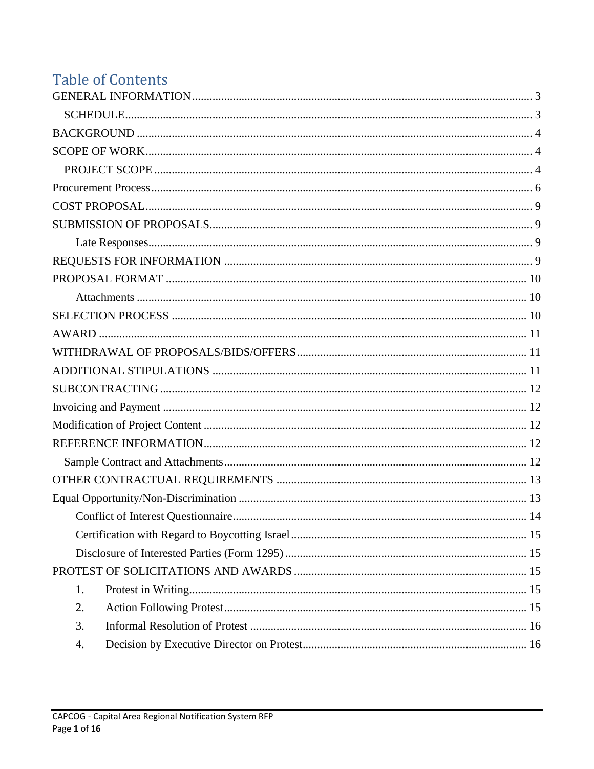# Table of Contents

GENERAL INFORMATION ........ 3
- SCHEDULE ........ 3

BACKGROUND ........ 4

SCOPE OF WORK ........ 4
- PROJECT SCOPE ........ 4

Procurement Process ........ 6

COST PROPOSAL ........ 9

SUBMISSION OF PROPOSALS ........ 9
- Late Responses ........ 9

REQUESTS FOR INFORMATION ........ 9

PROPOSAL FORMAT ........ 10
- Attachments ........ 10

SELECTION PROCESS ........ 10

AWARD ........ 11

WITHDRAWAL OF PROPOSALS/BIDS/OFFERS ........ 11

ADDITIONAL STIPULATIONS ........ 11

SUBCONTRACTING ........ 12

Invoicing and Payment ........ 12

Modification of Project Content ........ 12

REFERENCE INFORMATION ........ 12
- Sample Contract and Attachments ........ 12

OTHER CONTRACTUAL REQUIREMENTS ........ 13

Equal Opportunity/Non-Discrimination ........ 13
- Conflict of Interest Questionnaire ........ 14
- Certification with Regard to Boycotting Israel ........ 15
- Disclosure of Interested Parties (Form 1295) ........ 15

PROTEST OF SOLICITATIONS AND AWARDS ........ 15
1. Protest in Writing ........ 15
2. Action Following Protest ........ 15
3. Informal Resolution of Protest ........ 16
4. Decision by Executive Director on Protest ........ 16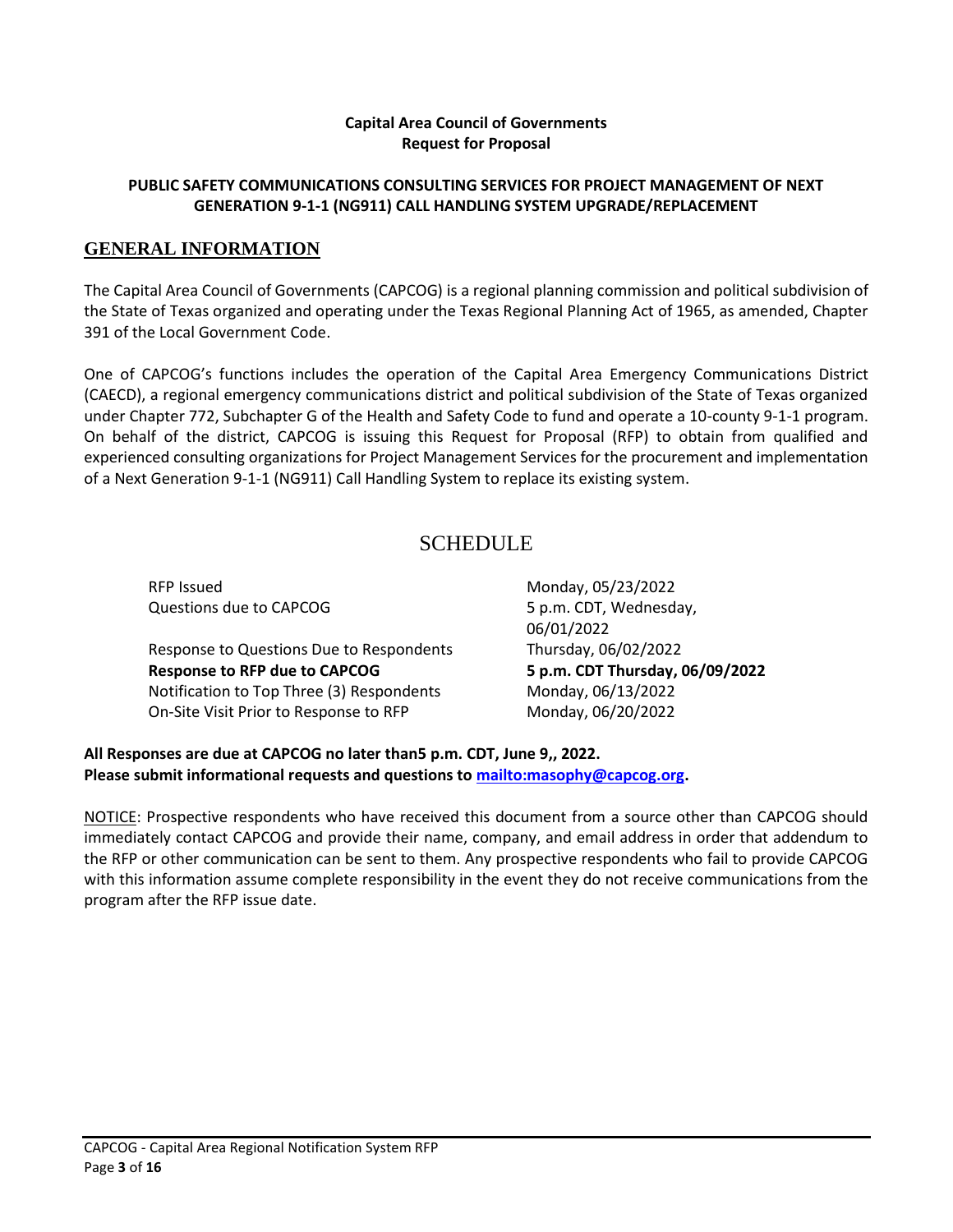**Capital Area Council of Governments**
**Request for Proposal**

**PUBLIC SAFETY COMMUNICATIONS CONSULTING SERVICES FOR PROJECT MANAGEMENT OF NEXT GENERATION 9-1-1 (NG911) CALL HANDLING SYSTEM UPGRADE/REPLACEMENT**

## GENERAL INFORMATION

The Capital Area Council of Governments (CAPCOG) is a regional planning commission and political subdivision of the State of Texas organized and operating under the Texas Regional Planning Act of 1965, as amended, Chapter 391 of the Local Government Code.

One of CAPCOG's functions includes the operation of the Capital Area Emergency Communications District (CAECD), a regional emergency communications district and political subdivision of the State of Texas organized under Chapter 772, Subchapter G of the Health and Safety Code to fund and operate a 10-county 9-1-1 program. On behalf of the district, CAPCOG is issuing this Request for Proposal (RFP) to obtain from qualified and experienced consulting organizations for Project Management Services for the procurement and implementation of a Next Generation 9-1-1 (NG911) Call Handling System to replace its existing system.

## SCHEDULE

| | |
|---|---|
| RFP Issued | Monday, 05/23/2022 |
| Questions due to CAPCOG | 5 p.m. CDT, Wednesday, 06/01/2022 |
| Response to Questions Due to Respondents | Thursday, 06/02/2022 |
| **Response to RFP due to CAPCOG** | **5 p.m. CDT Thursday, 06/09/2022** |
| Notification to Top Three (3) Respondents | Monday, 06/13/2022 |
| On-Site Visit Prior to Response to RFP | Monday, 06/20/2022 |

**All Responses are due at CAPCOG no later than5 p.m. CDT, June 9,, 2022.**
**Please submit informational requests and questions to [mailto:masophy@capcog.org](mailto:masophy@capcog.org).**

NOTICE: Prospective respondents who have received this document from a source other than CAPCOG should immediately contact CAPCOG and provide their name, company, and email address in order that addendum to the RFP or other communication can be sent to them. Any prospective respondents who fail to provide CAPCOG with this information assume complete responsibility in the event they do not receive communications from the program after the RFP issue date.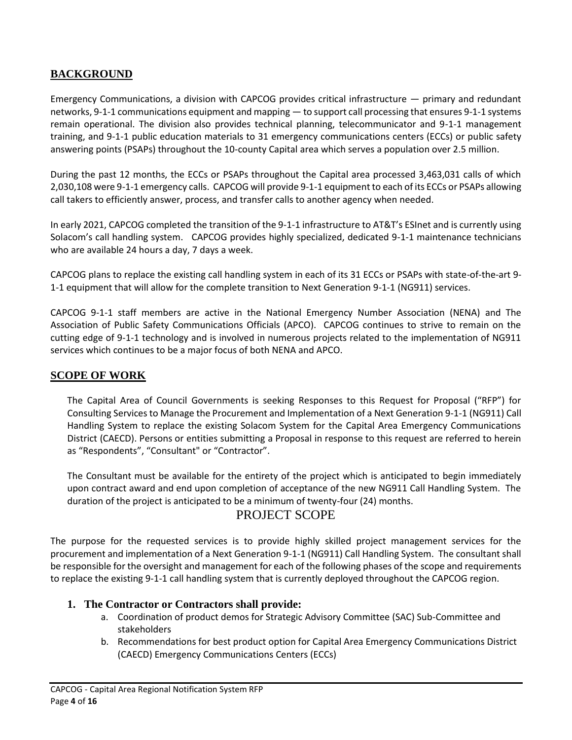## BACKGROUND

Emergency Communications, a division with CAPCOG provides critical infrastructure — primary and redundant networks, 9-1-1 communications equipment and mapping — to support call processing that ensures 9-1-1 systems remain operational. The division also provides technical planning, telecommunicator and 9-1-1 management training, and 9-1-1 public education materials to 31 emergency communications centers (ECCs) or public safety answering points (PSAPs) throughout the 10-county Capital area which serves a population over 2.5 million.

During the past 12 months, the ECCs or PSAPs throughout the Capital area processed 3,463,031 calls of which 2,030,108 were 9-1-1 emergency calls. CAPCOG will provide 9-1-1 equipment to each of its ECCs or PSAPs allowing call takers to efficiently answer, process, and transfer calls to another agency when needed.

In early 2021, CAPCOG completed the transition of the 9-1-1 infrastructure to AT&T's ESInet and is currently using Solacom's call handling system. CAPCOG provides highly specialized, dedicated 9-1-1 maintenance technicians who are available 24 hours a day, 7 days a week.

CAPCOG plans to replace the existing call handling system in each of its 31 ECCs or PSAPs with state-of-the-art 9-1-1 equipment that will allow for the complete transition to Next Generation 9-1-1 (NG911) services.

CAPCOG 9-1-1 staff members are active in the National Emergency Number Association (NENA) and The Association of Public Safety Communications Officials (APCO). CAPCOG continues to strive to remain on the cutting edge of 9-1-1 technology and is involved in numerous projects related to the implementation of NG911 services which continues to be a major focus of both NENA and APCO.

## SCOPE OF WORK

The Capital Area of Council Governments is seeking Responses to this Request for Proposal ("RFP") for Consulting Services to Manage the Procurement and Implementation of a Next Generation 9-1-1 (NG911) Call Handling System to replace the existing Solacom System for the Capital Area Emergency Communications District (CAECD). Persons or entities submitting a Proposal in response to this request are referred to herein as "Respondents", "Consultant" or "Contractor".

The Consultant must be available for the entirety of the project which is anticipated to begin immediately upon contract award and end upon completion of acceptance of the new NG911 Call Handling System. The duration of the project is anticipated to be a minimum of twenty-four (24) months.

## PROJECT SCOPE

The purpose for the requested services is to provide highly skilled project management services for the procurement and implementation of a Next Generation 9-1-1 (NG911) Call Handling System. The consultant shall be responsible for the oversight and management for each of the following phases of the scope and requirements to replace the existing 9-1-1 call handling system that is currently deployed throughout the CAPCOG region.

### 1. The Contractor or Contractors shall provide:

a. Coordination of product demos for Strategic Advisory Committee (SAC) Sub-Committee and stakeholders
b. Recommendations for best product option for Capital Area Emergency Communications District (CAECD) Emergency Communications Centers (ECCs)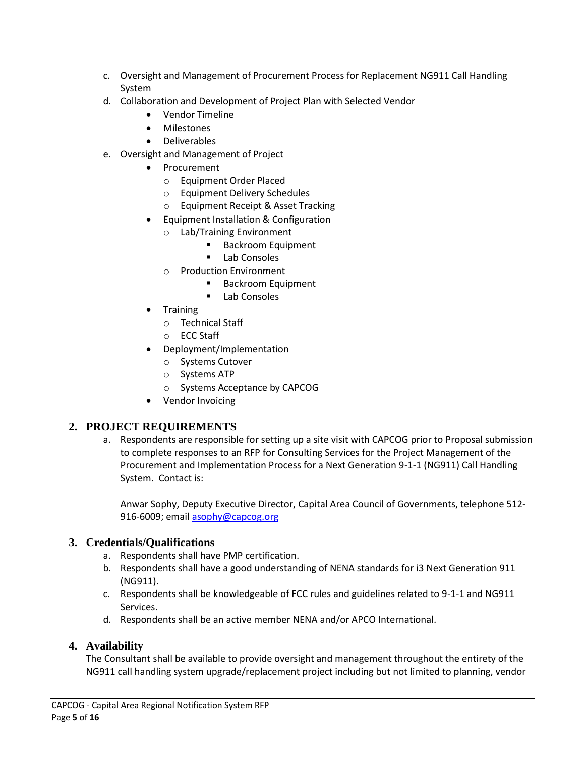c. Oversight and Management of Procurement Process for Replacement NG911 Call Handling System
d. Collaboration and Development of Project Plan with Selected Vendor
    - Vendor Timeline
    - Milestones
    - Deliverables
e. Oversight and Management of Project
    - Procurement
        - Equipment Order Placed
        - Equipment Delivery Schedules
        - Equipment Receipt & Asset Tracking
    - Equipment Installation & Configuration
        - Lab/Training Environment
            - Backroom Equipment
            - Lab Consoles
        - Production Environment
            - Backroom Equipment
            - Lab Consoles
    - Training
        - Technical Staff
        - ECC Staff
    - Deployment/Implementation
        - Systems Cutover
        - Systems ATP
        - Systems Acceptance by CAPCOG
    - Vendor Invoicing

## 2. PROJECT REQUIREMENTS

a. Respondents are responsible for setting up a site visit with CAPCOG prior to Proposal submission to complete responses to an RFP for Consulting Services for the Project Management of the Procurement and Implementation Process for a Next Generation 9-1-1 (NG911) Call Handling System. Contact is:

   Anwar Sophy, Deputy Executive Director, Capital Area Council of Governments, telephone 512-916-6009; email [asophy@capcog.org](mailto:asophy@capcog.org)

## 3. Credentials/Qualifications

a. Respondents shall have PMP certification.
b. Respondents shall have a good understanding of NENA standards for i3 Next Generation 911 (NG911).
c. Respondents shall be knowledgeable of FCC rules and guidelines related to 9-1-1 and NG911 Services.
d. Respondents shall be an active member NENA and/or APCO International.

## 4. Availability

The Consultant shall be available to provide oversight and management throughout the entirety of the NG911 call handling system upgrade/replacement project including but not limited to planning, vendor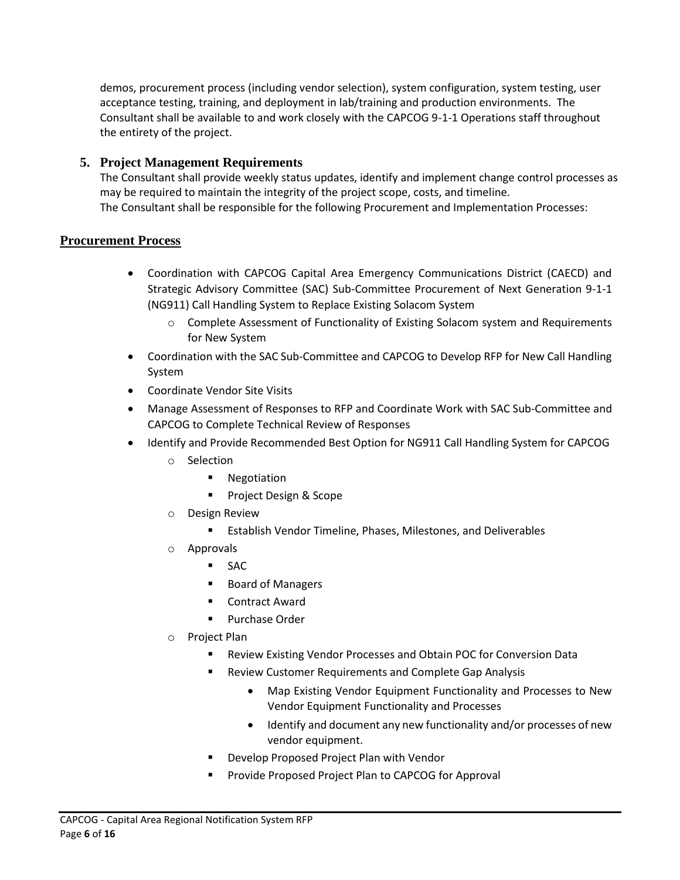demos, procurement process (including vendor selection), system configuration, system testing, user acceptance testing, training, and deployment in lab/training and production environments. The Consultant shall be available to and work closely with the CAPCOG 9-1-1 Operations staff throughout the entirety of the project.

## 5. Project Management Requirements

The Consultant shall provide weekly status updates, identify and implement change control processes as may be required to maintain the integrity of the project scope, costs, and timeline.
The Consultant shall be responsible for the following Procurement and Implementation Processes:

## Procurement Process

- Coordination with CAPCOG Capital Area Emergency Communications District (CAECD) and Strategic Advisory Committee (SAC) Sub-Committee Procurement of Next Generation 9-1-1 (NG911) Call Handling System to Replace Existing Solacom System
    - Complete Assessment of Functionality of Existing Solacom system and Requirements for New System
- Coordination with the SAC Sub-Committee and CAPCOG to Develop RFP for New Call Handling System
- Coordinate Vendor Site Visits
- Manage Assessment of Responses to RFP and Coordinate Work with SAC Sub-Committee and CAPCOG to Complete Technical Review of Responses
- Identify and Provide Recommended Best Option for NG911 Call Handling System for CAPCOG
    - Selection
        - Negotiation
        - Project Design & Scope
    - Design Review
        - Establish Vendor Timeline, Phases, Milestones, and Deliverables
    - Approvals
        - SAC
        - Board of Managers
        - Contract Award
        - Purchase Order
    - Project Plan
        - Review Existing Vendor Processes and Obtain POC for Conversion Data
        - Review Customer Requirements and Complete Gap Analysis
            - Map Existing Vendor Equipment Functionality and Processes to New Vendor Equipment Functionality and Processes
            - Identify and document any new functionality and/or processes of new vendor equipment.
        - Develop Proposed Project Plan with Vendor
        - Provide Proposed Project Plan to CAPCOG for Approval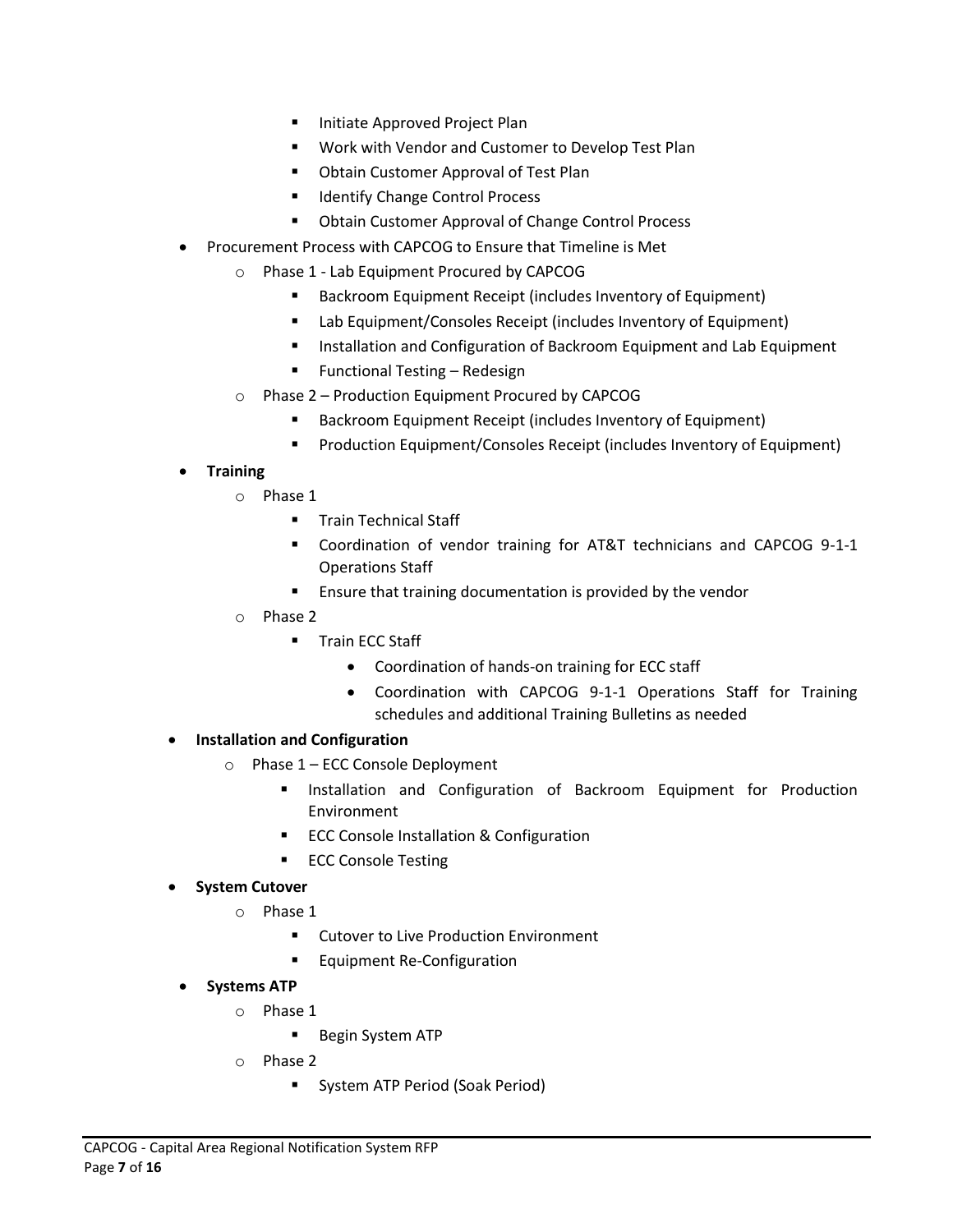- Initiate Approved Project Plan
        - Work with Vendor and Customer to Develop Test Plan
        - Obtain Customer Approval of Test Plan
        - Identify Change Control Process
        - Obtain Customer Approval of Change Control Process
- Procurement Process with CAPCOG to Ensure that Timeline is Met
    - Phase 1 - Lab Equipment Procured by CAPCOG
        - Backroom Equipment Receipt (includes Inventory of Equipment)
        - Lab Equipment/Consoles Receipt (includes Inventory of Equipment)
        - Installation and Configuration of Backroom Equipment and Lab Equipment
        - Functional Testing – Redesign
    - Phase 2 – Production Equipment Procured by CAPCOG
        - Backroom Equipment Receipt (includes Inventory of Equipment)
        - Production Equipment/Consoles Receipt (includes Inventory of Equipment)
- **Training**
    - Phase 1
        - Train Technical Staff
        - Coordination of vendor training for AT&T technicians and CAPCOG 9-1-1 Operations Staff
        - Ensure that training documentation is provided by the vendor
    - Phase 2
        - Train ECC Staff
            - Coordination of hands-on training for ECC staff
            - Coordination with CAPCOG 9-1-1 Operations Staff for Training schedules and additional Training Bulletins as needed
- **Installation and Configuration**
    - Phase 1 – ECC Console Deployment
        - Installation and Configuration of Backroom Equipment for Production Environment
        - ECC Console Installation & Configuration
        - ECC Console Testing
- **System Cutover**
    - Phase 1
        - Cutover to Live Production Environment
        - Equipment Re-Configuration
- **Systems ATP**
    - Phase 1
        - Begin System ATP
    - Phase 2
        - System ATP Period (Soak Period)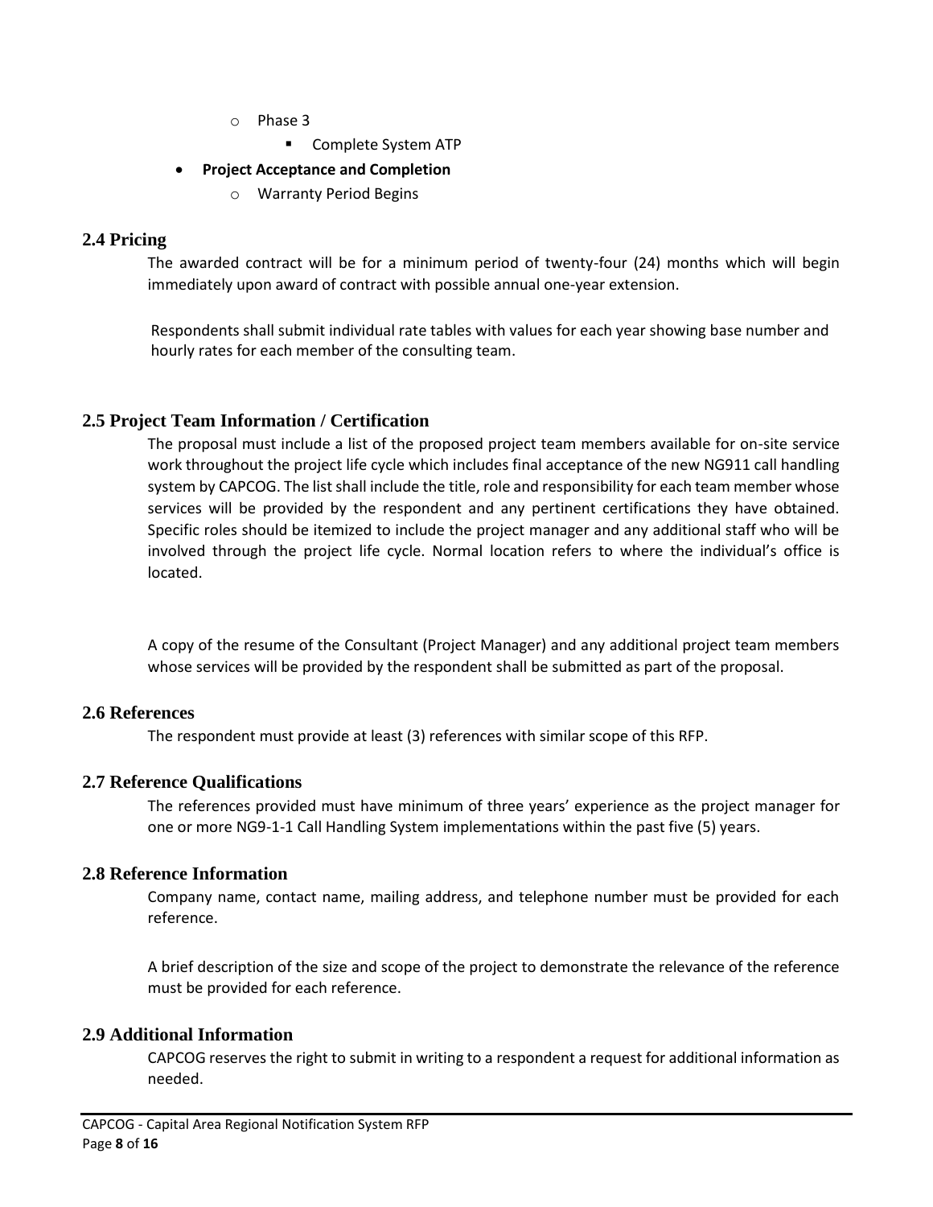- Phase 3
  - Complete System ATP
- **Project Acceptance and Completion**
  - Warranty Period Begins

## 2.4 Pricing

The awarded contract will be for a minimum period of twenty-four (24) months which will begin immediately upon award of contract with possible annual one-year extension.

Respondents shall submit individual rate tables with values for each year showing base number and hourly rates for each member of the consulting team.

## 2.5 Project Team Information / Certification

The proposal must include a list of the proposed project team members available for on-site service work throughout the project life cycle which includes final acceptance of the new NG911 call handling system by CAPCOG. The list shall include the title, role and responsibility for each team member whose services will be provided by the respondent and any pertinent certifications they have obtained. Specific roles should be itemized to include the project manager and any additional staff who will be involved through the project life cycle. Normal location refers to where the individual's office is located.

A copy of the resume of the Consultant (Project Manager) and any additional project team members whose services will be provided by the respondent shall be submitted as part of the proposal.

## 2.6 References

The respondent must provide at least (3) references with similar scope of this RFP.

## 2.7 Reference Qualifications

The references provided must have minimum of three years' experience as the project manager for one or more NG9-1-1 Call Handling System implementations within the past five (5) years.

## 2.8 Reference Information

Company name, contact name, mailing address, and telephone number must be provided for each reference.

A brief description of the size and scope of the project to demonstrate the relevance of the reference must be provided for each reference.

## 2.9 Additional Information

CAPCOG reserves the right to submit in writing to a respondent a request for additional information as needed.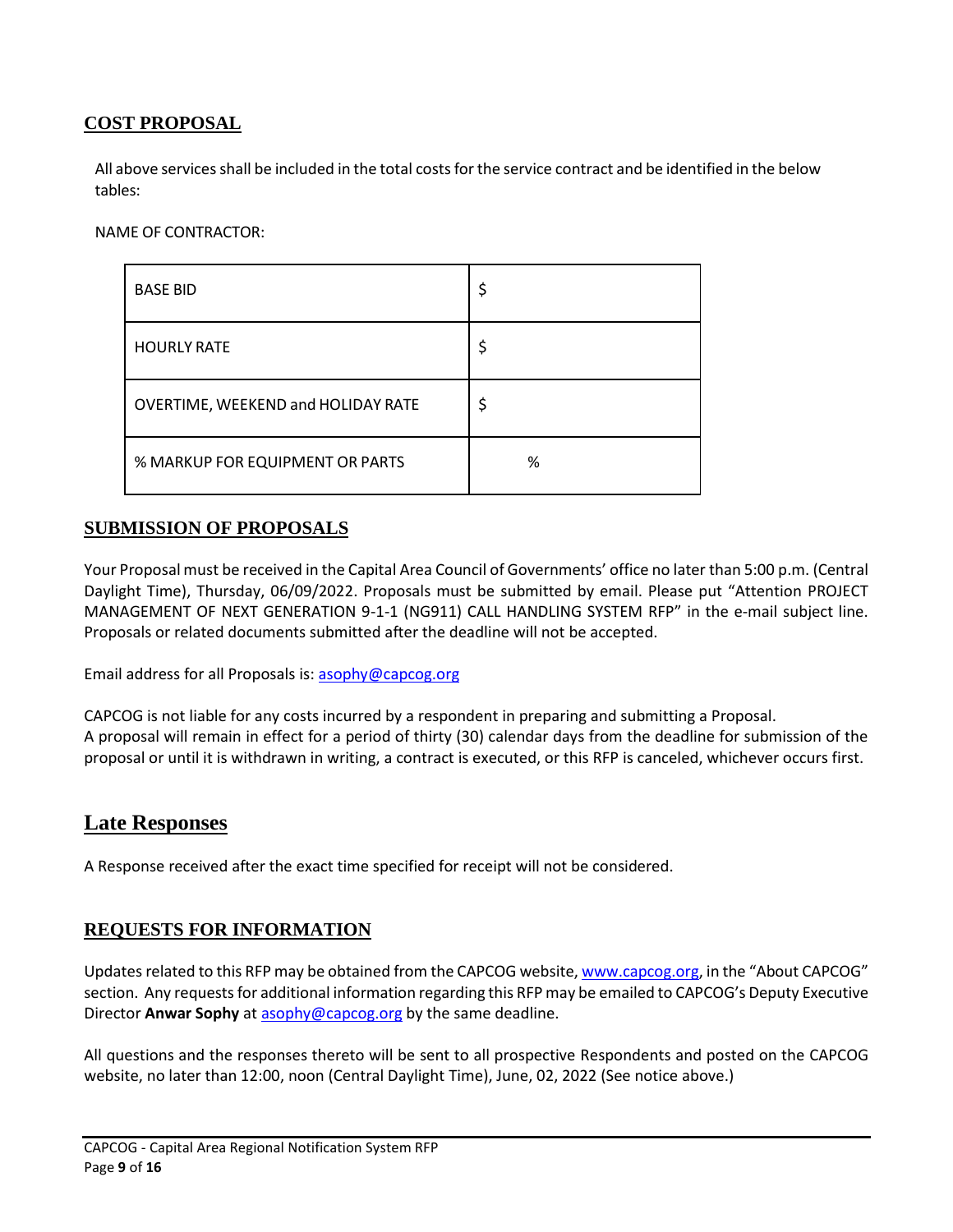## COST PROPOSAL

All above services shall be included in the total costs for the service contract and be identified in the below tables:

NAME OF CONTRACTOR:

| | |
|---|---|
| BASE BID | $ |
| HOURLY RATE | $ |
| OVERTIME, WEEKEND and HOLIDAY RATE | $ |
| % MARKUP FOR EQUIPMENT OR PARTS | % |

## SUBMISSION OF PROPOSALS

Your Proposal must be received in the Capital Area Council of Governments' office no later than 5:00 p.m. (Central Daylight Time), Thursday, 06/09/2022. Proposals must be submitted by email. Please put "Attention PROJECT MANAGEMENT OF NEXT GENERATION 9-1-1 (NG911) CALL HANDLING SYSTEM RFP" in the e-mail subject line. Proposals or related documents submitted after the deadline will not be accepted.

Email address for all Proposals is: asophy@capcog.org

CAPCOG is not liable for any costs incurred by a respondent in preparing and submitting a Proposal.
A proposal will remain in effect for a period of thirty (30) calendar days from the deadline for submission of the proposal or until it is withdrawn in writing, a contract is executed, or this RFP is canceled, whichever occurs first.

## Late Responses

A Response received after the exact time specified for receipt will not be considered.

## REQUESTS FOR INFORMATION

Updates related to this RFP may be obtained from the CAPCOG website, www.capcog.org, in the "About CAPCOG" section. Any requests for additional information regarding this RFP may be emailed to CAPCOG's Deputy Executive Director **Anwar Sophy** at asophy@capcog.org by the same deadline.

All questions and the responses thereto will be sent to all prospective Respondents and posted on the CAPCOG website, no later than 12:00, noon (Central Daylight Time), June, 02, 2022 (See notice above.)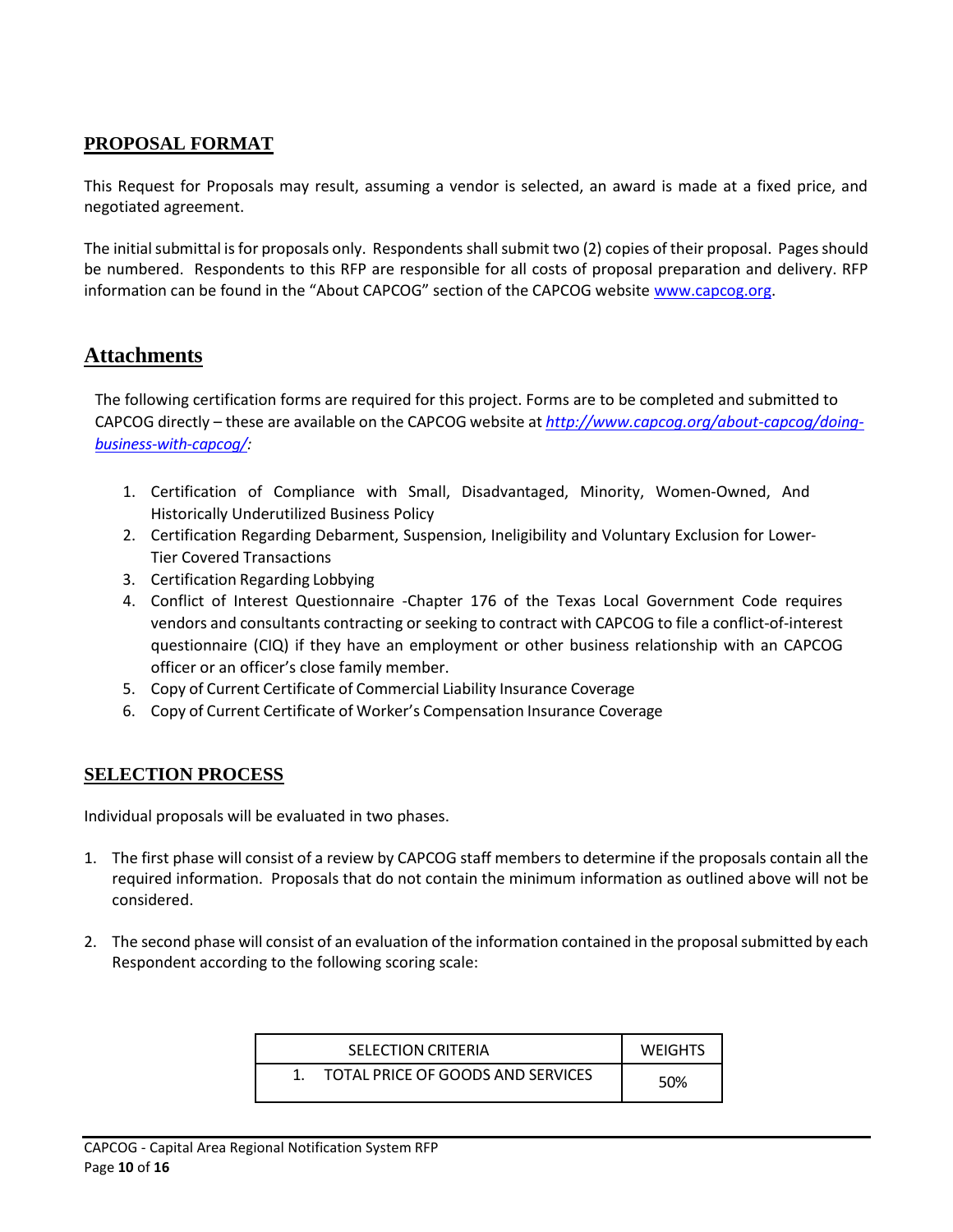## PROPOSAL FORMAT

This Request for Proposals may result, assuming a vendor is selected, an award is made at a fixed price, and negotiated agreement.

The initial submittal is for proposals only. Respondents shall submit two (2) copies of their proposal. Pages should be numbered. Respondents to this RFP are responsible for all costs of proposal preparation and delivery. RFP information can be found in the "About CAPCOG" section of the CAPCOG website www.capcog.org.

## Attachments

The following certification forms are required for this project. Forms are to be completed and submitted to CAPCOG directly – these are available on the CAPCOG website at *http://www.capcog.org/about-capcog/doing-business-with-capcog/:*

1. Certification of Compliance with Small, Disadvantaged, Minority, Women-Owned, And Historically Underutilized Business Policy
2. Certification Regarding Debarment, Suspension, Ineligibility and Voluntary Exclusion for Lower-Tier Covered Transactions
3. Certification Regarding Lobbying
4. Conflict of Interest Questionnaire -Chapter 176 of the Texas Local Government Code requires vendors and consultants contracting or seeking to contract with CAPCOG to file a conflict-of-interest questionnaire (CIQ) if they have an employment or other business relationship with an CAPCOG officer or an officer's close family member.
5. Copy of Current Certificate of Commercial Liability Insurance Coverage
6. Copy of Current Certificate of Worker's Compensation Insurance Coverage

## SELECTION PROCESS

Individual proposals will be evaluated in two phases.

1. The first phase will consist of a review by CAPCOG staff members to determine if the proposals contain all the required information. Proposals that do not contain the minimum information as outlined above will not be considered.

2. The second phase will consist of an evaluation of the information contained in the proposal submitted by each Respondent according to the following scoring scale:

| SELECTION CRITERIA | WEIGHTS |
|---|---|
| 1. TOTAL PRICE OF GOODS AND SERVICES | 50% |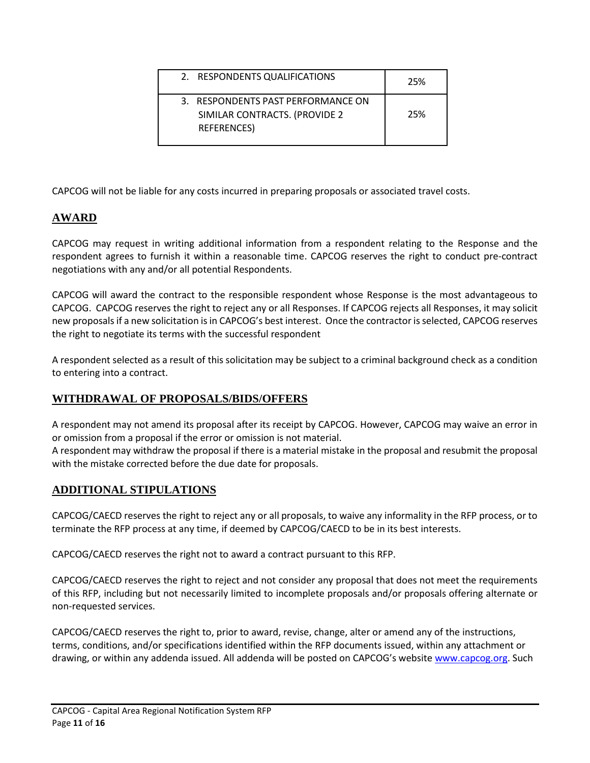| | |
|---|---|
| 2. RESPONDENTS QUALIFICATIONS | 25% |
| 3. RESPONDENTS PAST PERFORMANCE ON SIMILAR CONTRACTS. (PROVIDE 2 REFERENCES) | 25% |

CAPCOG will not be liable for any costs incurred in preparing proposals or associated travel costs.

## AWARD

CAPCOG may request in writing additional information from a respondent relating to the Response and the respondent agrees to furnish it within a reasonable time. CAPCOG reserves the right to conduct pre-contract negotiations with any and/or all potential Respondents.

CAPCOG will award the contract to the responsible respondent whose Response is the most advantageous to CAPCOG. CAPCOG reserves the right to reject any or all Responses. If CAPCOG rejects all Responses, it may solicit new proposals if a new solicitation is in CAPCOG's best interest. Once the contractor is selected, CAPCOG reserves the right to negotiate its terms with the successful respondent

A respondent selected as a result of this solicitation may be subject to a criminal background check as a condition to entering into a contract.

## WITHDRAWAL OF PROPOSALS/BIDS/OFFERS

A respondent may not amend its proposal after its receipt by CAPCOG. However, CAPCOG may waive an error in or omission from a proposal if the error or omission is not material.
A respondent may withdraw the proposal if there is a material mistake in the proposal and resubmit the proposal with the mistake corrected before the due date for proposals.

## ADDITIONAL STIPULATIONS

CAPCOG/CAECD reserves the right to reject any or all proposals, to waive any informality in the RFP process, or to terminate the RFP process at any time, if deemed by CAPCOG/CAECD to be in its best interests.

CAPCOG/CAECD reserves the right not to award a contract pursuant to this RFP.

CAPCOG/CAECD reserves the right to reject and not consider any proposal that does not meet the requirements of this RFP, including but not necessarily limited to incomplete proposals and/or proposals offering alternate or non-requested services.

CAPCOG/CAECD reserves the right to, prior to award, revise, change, alter or amend any of the instructions, terms, conditions, and/or specifications identified within the RFP documents issued, within any attachment or drawing, or within any addenda issued. All addenda will be posted on CAPCOG's website www.capcog.org. Such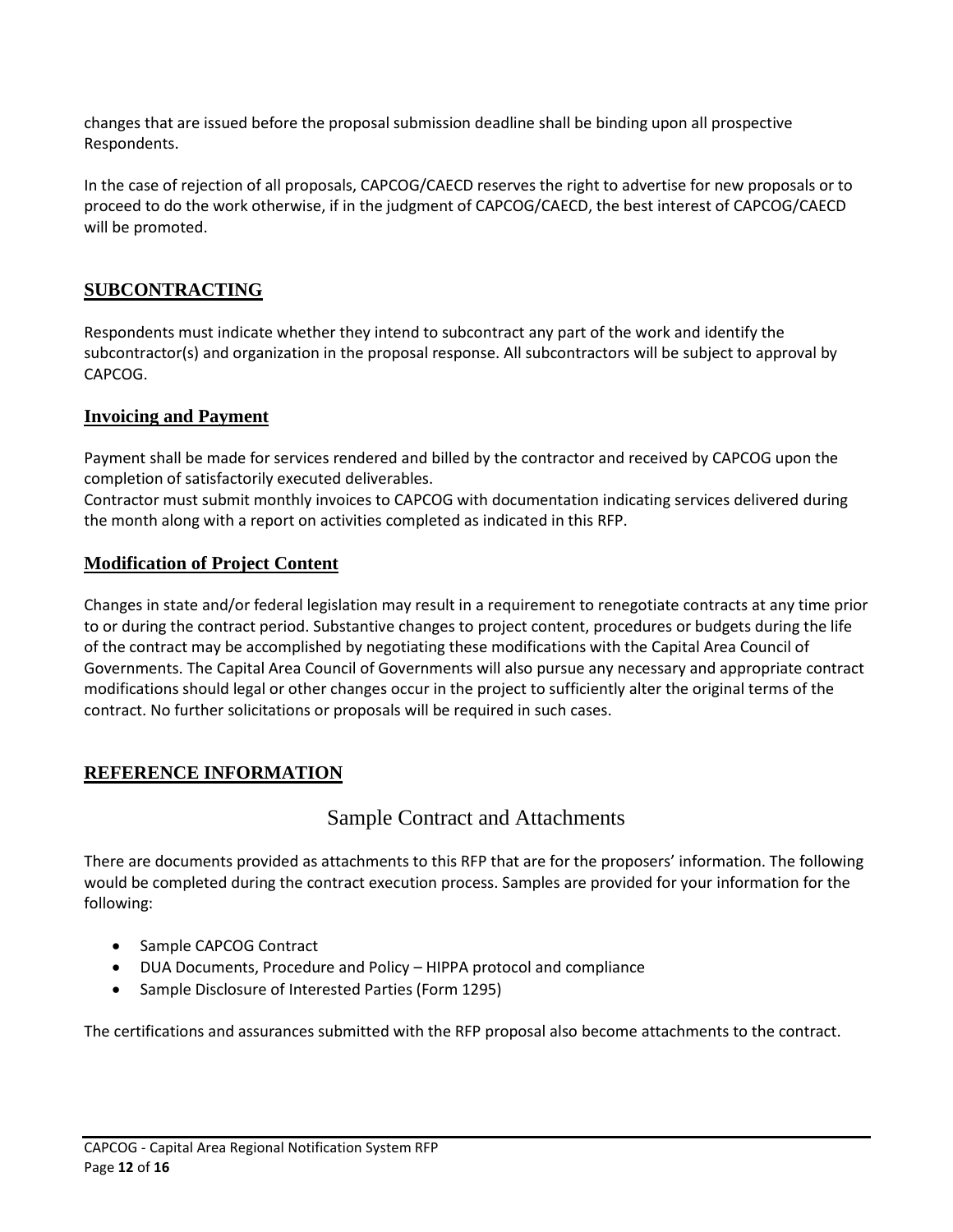changes that are issued before the proposal submission deadline shall be binding upon all prospective Respondents.

In the case of rejection of all proposals, CAPCOG/CAECD reserves the right to advertise for new proposals or to proceed to do the work otherwise, if in the judgment of CAPCOG/CAECD, the best interest of CAPCOG/CAECD will be promoted.

## SUBCONTRACTING

Respondents must indicate whether they intend to subcontract any part of the work and identify the subcontractor(s) and organization in the proposal response. All subcontractors will be subject to approval by CAPCOG.

### Invoicing and Payment

Payment shall be made for services rendered and billed by the contractor and received by CAPCOG upon the completion of satisfactorily executed deliverables.
Contractor must submit monthly invoices to CAPCOG with documentation indicating services delivered during the month along with a report on activities completed as indicated in this RFP.

### Modification of Project Content

Changes in state and/or federal legislation may result in a requirement to renegotiate contracts at any time prior to or during the contract period. Substantive changes to project content, procedures or budgets during the life of the contract may be accomplished by negotiating these modifications with the Capital Area Council of Governments. The Capital Area Council of Governments will also pursue any necessary and appropriate contract modifications should legal or other changes occur in the project to sufficiently alter the original terms of the contract. No further solicitations or proposals will be required in such cases.

## REFERENCE INFORMATION

### Sample Contract and Attachments

There are documents provided as attachments to this RFP that are for the proposers' information. The following would be completed during the contract execution process. Samples are provided for your information for the following:

- Sample CAPCOG Contract
- DUA Documents, Procedure and Policy – HIPPA protocol and compliance
- Sample Disclosure of Interested Parties (Form 1295)

The certifications and assurances submitted with the RFP proposal also become attachments to the contract.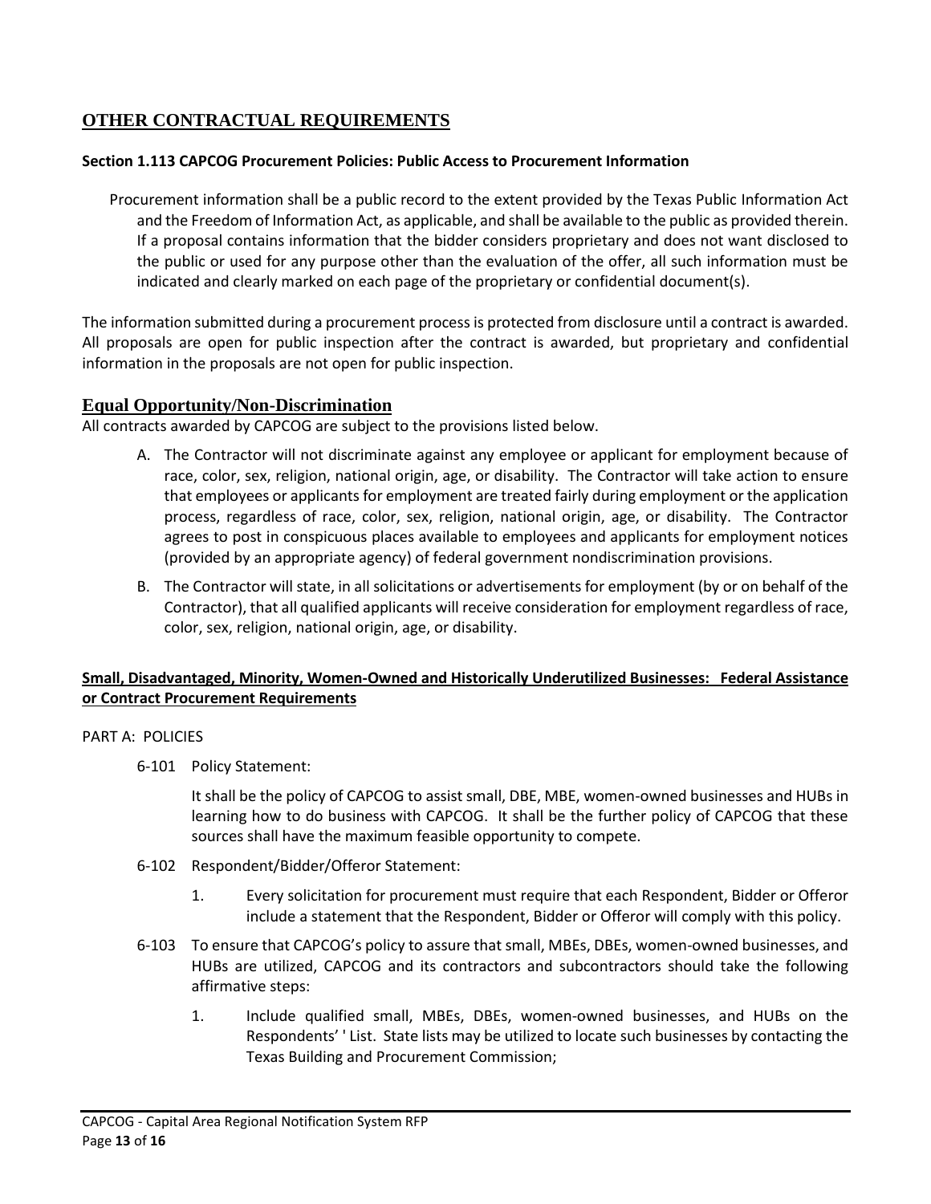## OTHER CONTRACTUAL REQUIREMENTS

**Section 1.113 CAPCOG Procurement Policies: Public Access to Procurement Information**

Procurement information shall be a public record to the extent provided by the Texas Public Information Act and the Freedom of Information Act, as applicable, and shall be available to the public as provided therein. If a proposal contains information that the bidder considers proprietary and does not want disclosed to the public or used for any purpose other than the evaluation of the offer, all such information must be indicated and clearly marked on each page of the proprietary or confidential document(s).

The information submitted during a procurement process is protected from disclosure until a contract is awarded. All proposals are open for public inspection after the contract is awarded, but proprietary and confidential information in the proposals are not open for public inspection.

### Equal Opportunity/Non-Discrimination

All contracts awarded by CAPCOG are subject to the provisions listed below.

A. The Contractor will not discriminate against any employee or applicant for employment because of race, color, sex, religion, national origin, age, or disability. The Contractor will take action to ensure that employees or applicants for employment are treated fairly during employment or the application process, regardless of race, color, sex, religion, national origin, age, or disability. The Contractor agrees to post in conspicuous places available to employees and applicants for employment notices (provided by an appropriate agency) of federal government nondiscrimination provisions.

B. The Contractor will state, in all solicitations or advertisements for employment (by or on behalf of the Contractor), that all qualified applicants will receive consideration for employment regardless of race, color, sex, religion, national origin, age, or disability.

**Small, Disadvantaged, Minority, Women-Owned and Historically Underutilized Businesses: Federal Assistance or Contract Procurement Requirements**

PART A: POLICIES

6-101 Policy Statement:

It shall be the policy of CAPCOG to assist small, DBE, MBE, women-owned businesses and HUBs in learning how to do business with CAPCOG. It shall be the further policy of CAPCOG that these sources shall have the maximum feasible opportunity to compete.

6-102 Respondent/Bidder/Offeror Statement:

1. Every solicitation for procurement must require that each Respondent, Bidder or Offeror include a statement that the Respondent, Bidder or Offeror will comply with this policy.

6-103 To ensure that CAPCOG's policy to assure that small, MBEs, DBEs, women-owned businesses, and HUBs are utilized, CAPCOG and its contractors and subcontractors should take the following affirmative steps:

1. Include qualified small, MBEs, DBEs, women-owned businesses, and HUBs on the Respondents' ' List. State lists may be utilized to locate such businesses by contacting the Texas Building and Procurement Commission;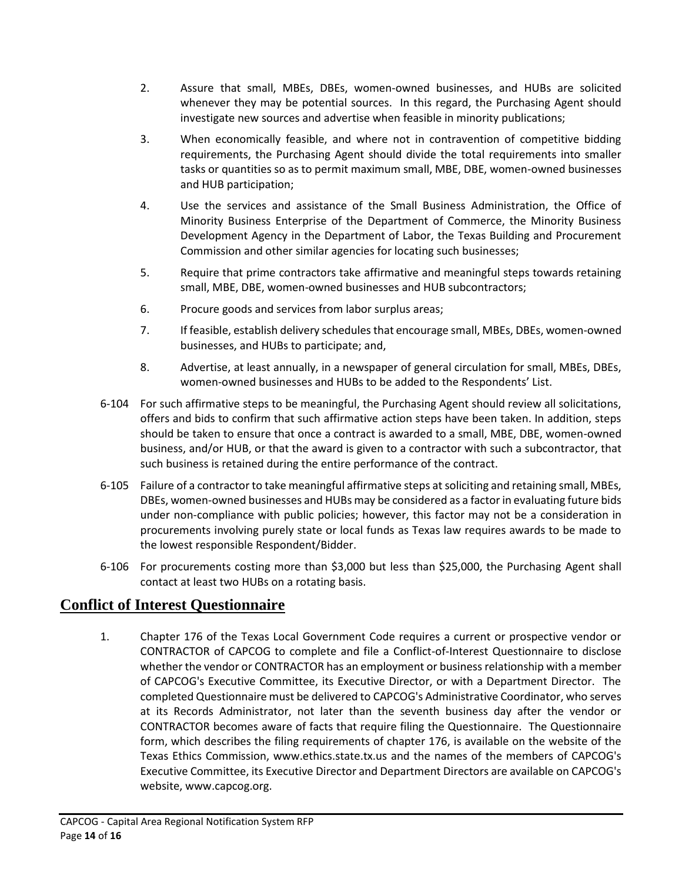2. Assure that small, MBEs, DBEs, women-owned businesses, and HUBs are solicited whenever they may be potential sources. In this regard, the Purchasing Agent should investigate new sources and advertise when feasible in minority publications;

3. When economically feasible, and where not in contravention of competitive bidding requirements, the Purchasing Agent should divide the total requirements into smaller tasks or quantities so as to permit maximum small, MBE, DBE, women-owned businesses and HUB participation;

4. Use the services and assistance of the Small Business Administration, the Office of Minority Business Enterprise of the Department of Commerce, the Minority Business Development Agency in the Department of Labor, the Texas Building and Procurement Commission and other similar agencies for locating such businesses;

5. Require that prime contractors take affirmative and meaningful steps towards retaining small, MBE, DBE, women-owned businesses and HUB subcontractors;

6. Procure goods and services from labor surplus areas;

7. If feasible, establish delivery schedules that encourage small, MBEs, DBEs, women-owned businesses, and HUBs to participate; and,

8. Advertise, at least annually, in a newspaper of general circulation for small, MBEs, DBEs, women-owned businesses and HUBs to be added to the Respondents' List.

6-104 For such affirmative steps to be meaningful, the Purchasing Agent should review all solicitations, offers and bids to confirm that such affirmative action steps have been taken. In addition, steps should be taken to ensure that once a contract is awarded to a small, MBE, DBE, women-owned business, and/or HUB, or that the award is given to a contractor with such a subcontractor, that such business is retained during the entire performance of the contract.

6-105 Failure of a contractor to take meaningful affirmative steps at soliciting and retaining small, MBEs, DBEs, women-owned businesses and HUBs may be considered as a factor in evaluating future bids under non-compliance with public policies; however, this factor may not be a consideration in procurements involving purely state or local funds as Texas law requires awards to be made to the lowest responsible Respondent/Bidder.

6-106 For procurements costing more than $3,000 but less than $25,000, the Purchasing Agent shall contact at least two HUBs on a rotating basis.

## Conflict of Interest Questionnaire

1. Chapter 176 of the Texas Local Government Code requires a current or prospective vendor or CONTRACTOR of CAPCOG to complete and file a Conflict-of-Interest Questionnaire to disclose whether the vendor or CONTRACTOR has an employment or business relationship with a member of CAPCOG's Executive Committee, its Executive Director, or with a Department Director. The completed Questionnaire must be delivered to CAPCOG's Administrative Coordinator, who serves at its Records Administrator, not later than the seventh business day after the vendor or CONTRACTOR becomes aware of facts that require filing the Questionnaire. The Questionnaire form, which describes the filing requirements of chapter 176, is available on the website of the Texas Ethics Commission, www.ethics.state.tx.us and the names of the members of CAPCOG's Executive Committee, its Executive Director and Department Directors are available on CAPCOG's website, www.capcog.org.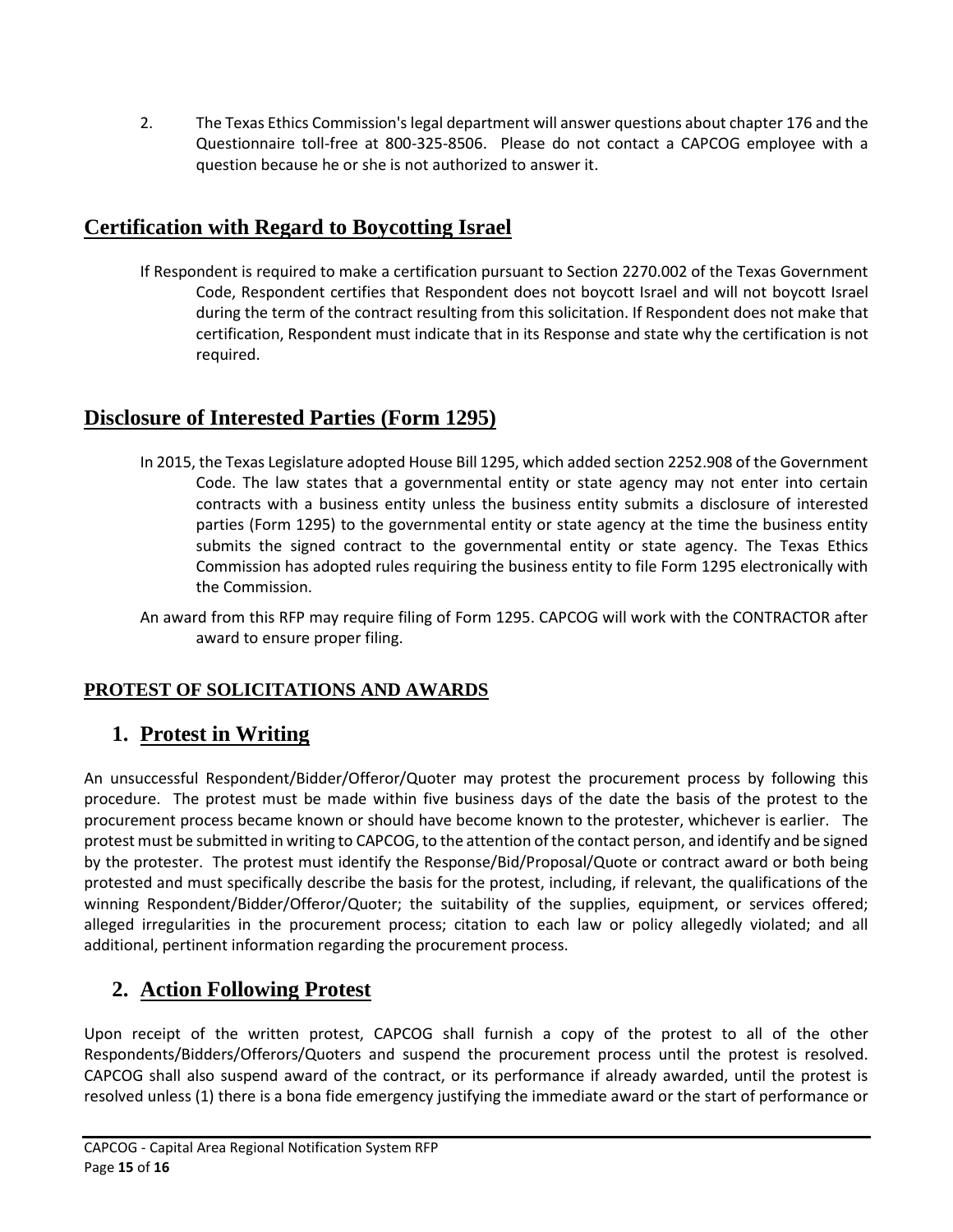2. The Texas Ethics Commission's legal department will answer questions about chapter 176 and the Questionnaire toll-free at 800-325-8506. Please do not contact a CAPCOG employee with a question because he or she is not authorized to answer it.

## Certification with Regard to Boycotting Israel

If Respondent is required to make a certification pursuant to Section 2270.002 of the Texas Government Code, Respondent certifies that Respondent does not boycott Israel and will not boycott Israel during the term of the contract resulting from this solicitation. If Respondent does not make that certification, Respondent must indicate that in its Response and state why the certification is not required.

## Disclosure of Interested Parties (Form 1295)

In 2015, the Texas Legislature adopted House Bill 1295, which added section 2252.908 of the Government Code. The law states that a governmental entity or state agency may not enter into certain contracts with a business entity unless the business entity submits a disclosure of interested parties (Form 1295) to the governmental entity or state agency at the time the business entity submits the signed contract to the governmental entity or state agency. The Texas Ethics Commission has adopted rules requiring the business entity to file Form 1295 electronically with the Commission.

An award from this RFP may require filing of Form 1295. CAPCOG will work with the CONTRACTOR after award to ensure proper filing.

### PROTEST OF SOLICITATIONS AND AWARDS

## 1. Protest in Writing

An unsuccessful Respondent/Bidder/Offeror/Quoter may protest the procurement process by following this procedure. The protest must be made within five business days of the date the basis of the protest to the procurement process became known or should have become known to the protester, whichever is earlier. The protest must be submitted in writing to CAPCOG, to the attention of the contact person, and identify and be signed by the protester. The protest must identify the Response/Bid/Proposal/Quote or contract award or both being protested and must specifically describe the basis for the protest, including, if relevant, the qualifications of the winning Respondent/Bidder/Offeror/Quoter; the suitability of the supplies, equipment, or services offered; alleged irregularities in the procurement process; citation to each law or policy allegedly violated; and all additional, pertinent information regarding the procurement process.

## 2. Action Following Protest

Upon receipt of the written protest, CAPCOG shall furnish a copy of the protest to all of the other Respondents/Bidders/Offerors/Quoters and suspend the procurement process until the protest is resolved. CAPCOG shall also suspend award of the contract, or its performance if already awarded, until the protest is resolved unless (1) there is a bona fide emergency justifying the immediate award or the start of performance or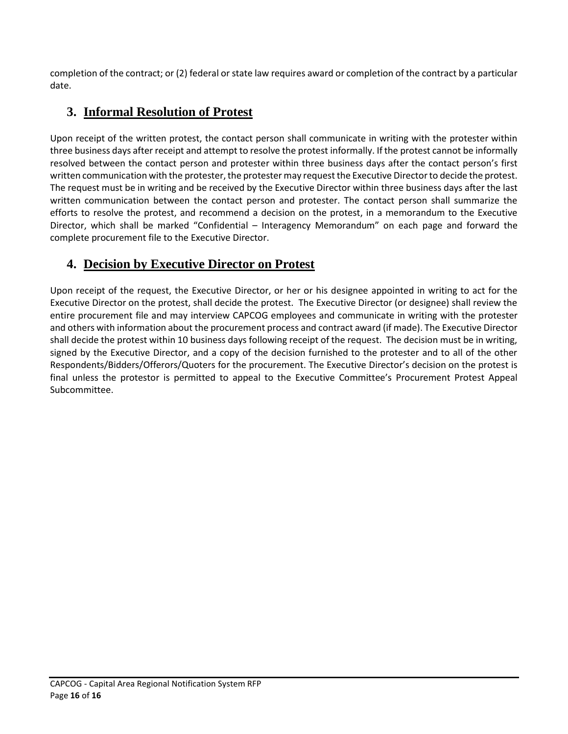completion of the contract; or (2) federal or state law requires award or completion of the contract by a particular date.

## 3. Informal Resolution of Protest

Upon receipt of the written protest, the contact person shall communicate in writing with the protester within three business days after receipt and attempt to resolve the protest informally. If the protest cannot be informally resolved between the contact person and protester within three business days after the contact person's first written communication with the protester, the protester may request the Executive Director to decide the protest. The request must be in writing and be received by the Executive Director within three business days after the last written communication between the contact person and protester. The contact person shall summarize the efforts to resolve the protest, and recommend a decision on the protest, in a memorandum to the Executive Director, which shall be marked "Confidential – Interagency Memorandum" on each page and forward the complete procurement file to the Executive Director.

## 4. Decision by Executive Director on Protest

Upon receipt of the request, the Executive Director, or her or his designee appointed in writing to act for the Executive Director on the protest, shall decide the protest. The Executive Director (or designee) shall review the entire procurement file and may interview CAPCOG employees and communicate in writing with the protester and others with information about the procurement process and contract award (if made). The Executive Director shall decide the protest within 10 business days following receipt of the request. The decision must be in writing, signed by the Executive Director, and a copy of the decision furnished to the protester and to all of the other Respondents/Bidders/Offerors/Quoters for the procurement. The Executive Director's decision on the protest is final unless the protestor is permitted to appeal to the Executive Committee's Procurement Protest Appeal Subcommittee.